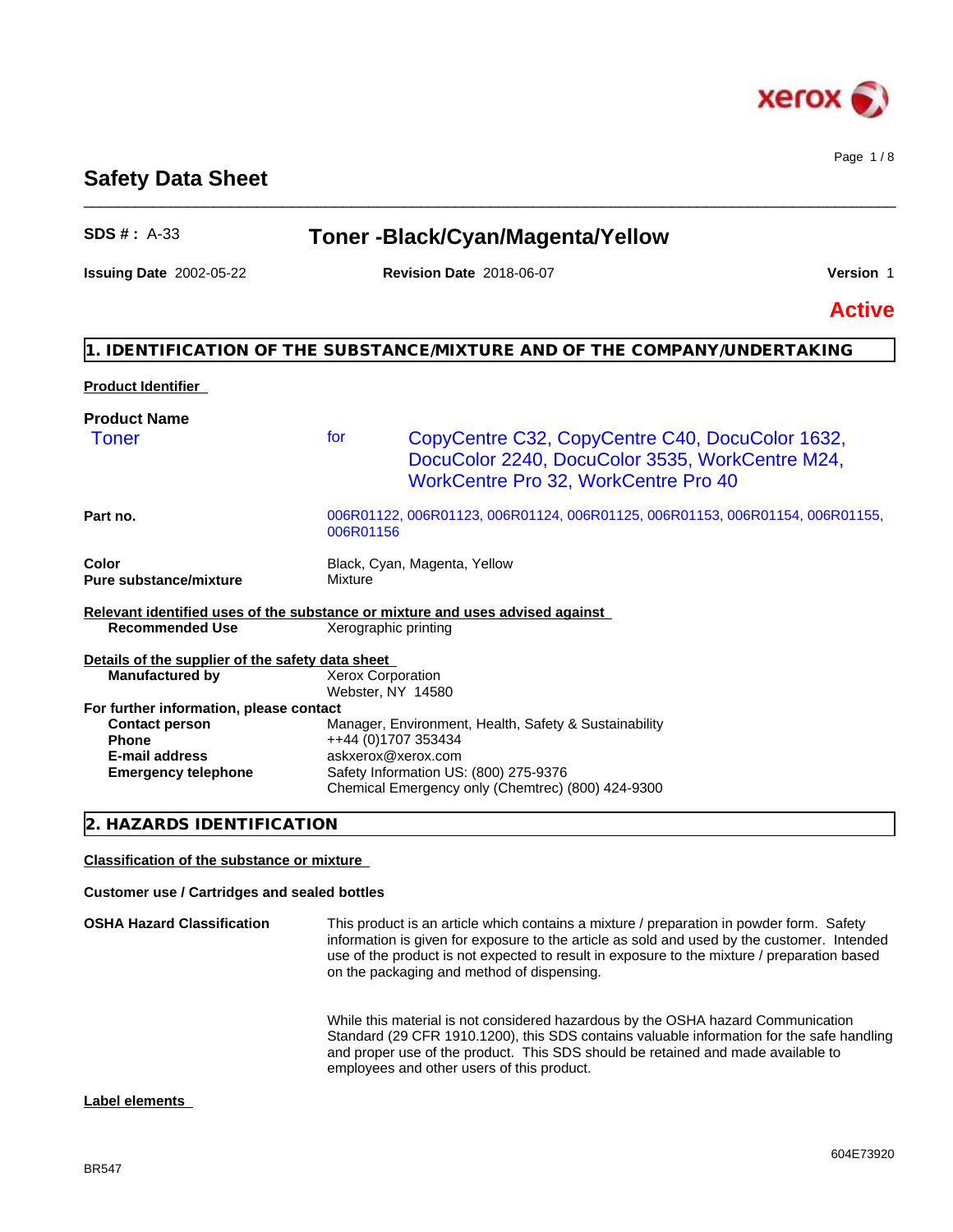# Safety Data Sheet

**SDS # :** A-33

## Toner -Black/Cyan/Magenta/Yellow

**Issuing Date** 2002-05-22 **Revision Date** 2018-06-07 **Version** 1

**Active**

## 1. IDENTIFICATION OF THE SUBSTANCE/MIXTURE AND OF THE COMPANY/UNDERTAKING

**Product Identifier**

**Product Name**

Toner for CopyCentre C32, CopyCentre C40, DocuColor 1632, DocuColor 2240, DocuColor 3535, WorkCentre M24, WorkCentre Pro 32, WorkCentre Pro 40

**Part no.** 006R01122, 006R01123, 006R01124, 006R01125, 006R01153, 006R01154, 006R01155, 006R01156

**Color** Black, Cyan, Magenta, Yellow
**Pure substance/mixture** Mixture

**Relevant identified uses of the substance or mixture and uses advised against**

**Recommended Use** Xerographic printing

**Details of the supplier of the safety data sheet**

**Manufactured by** Xerox Corporation
Webster, NY 14580

**For further information, please contact**

**Contact person** Manager, Environment, Health, Safety & Sustainability
**Phone** ++44 (0)1707 353434
**E-mail address** askxerox@xerox.com
**Emergency telephone** Safety Information US: (800) 275-9376
Chemical Emergency only (Chemtrec) (800) 424-9300

## 2. HAZARDS IDENTIFICATION

**Classification of the substance or mixture**

**Customer use / Cartridges and sealed bottles**

**OSHA Hazard Classification** This product is an article which contains a mixture / preparation in powder form. Safety information is given for exposure to the article as sold and used by the customer. Intended use of the product is not expected to result in exposure to the mixture / preparation based on the packaging and method of dispensing.

While this material is not considered hazardous by the OSHA hazard Communication Standard (29 CFR 1910.1200), this SDS contains valuable information for the safe handling and proper use of the product. This SDS should be retained and made available to employees and other users of this product.

**Label elements**

BR547

604E73920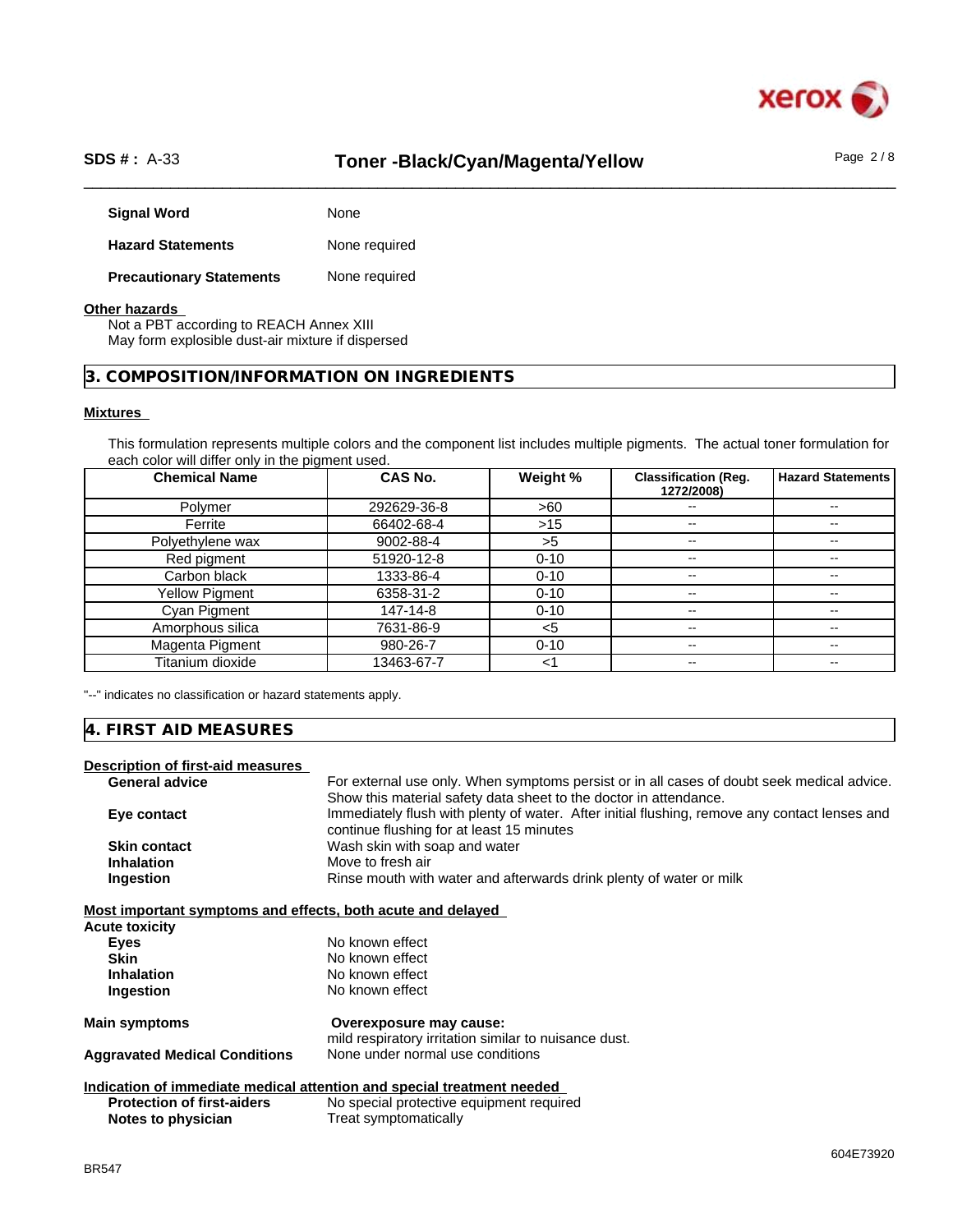| | |
|---|---|
| **Signal Word** | None |
| **Hazard Statements** | None required |
| **Precautionary Statements** | None required |

**Other hazards**

Not a PBT according to REACH Annex XIII
May form explosible dust-air mixture if dispersed

## 3. COMPOSITION/INFORMATION ON INGREDIENTS

**Mixtures**

This formulation represents multiple colors and the component list includes multiple pigments. The actual toner formulation for each color will differ only in the pigment used.

| Chemical Name | CAS No. | Weight % | Classification (Reg. 1272/2008) | Hazard Statements |
|---|---|---|---|---|
| Polymer | 292629-36-8 | >60 | -- | -- |
| Ferrite | 66402-68-4 | >15 | -- | -- |
| Polyethylene wax | 9002-88-4 | >5 | -- | -- |
| Red pigment | 51920-12-8 | 0-10 | -- | -- |
| Carbon black | 1333-86-4 | 0-10 | -- | -- |
| Yellow Pigment | 6358-31-2 | 0-10 | -- | -- |
| Cyan Pigment | 147-14-8 | 0-10 | -- | -- |
| Amorphous silica | 7631-86-9 | <5 | -- | -- |
| Magenta Pigment | 980-26-7 | 0-10 | -- | -- |
| Titanium dioxide | 13463-67-7 | <1 | -- | -- |

"--" indicates no classification or hazard statements apply.

## 4. FIRST AID MEASURES

**Description of first-aid measures**

| | |
|---|---|
| **General advice** | For external use only. When symptoms persist or in all cases of doubt seek medical advice. Show this material safety data sheet to the doctor in attendance. |
| **Eye contact** | Immediately flush with plenty of water. After initial flushing, remove any contact lenses and continue flushing for at least 15 minutes |
| **Skin contact** | Wash skin with soap and water |
| **Inhalation** | Move to fresh air |
| **Ingestion** | Rinse mouth with water and afterwards drink plenty of water or milk |

**Most important symptoms and effects, both acute and delayed**

**Acute toxicity**

| | |
|---|---|
| **Eyes** | No known effect |
| **Skin** | No known effect |
| **Inhalation** | No known effect |
| **Ingestion** | No known effect |

| | |
|---|---|
| **Main symptoms** | **Overexposure may cause:** mild respiratory irritation similar to nuisance dust. |
| **Aggravated Medical Conditions** | None under normal use conditions |

**Indication of immediate medical attention and special treatment needed**

| | |
|---|---|
| **Protection of first-aiders** | No special protective equipment required |
| **Notes to physician** | Treat symptomatically |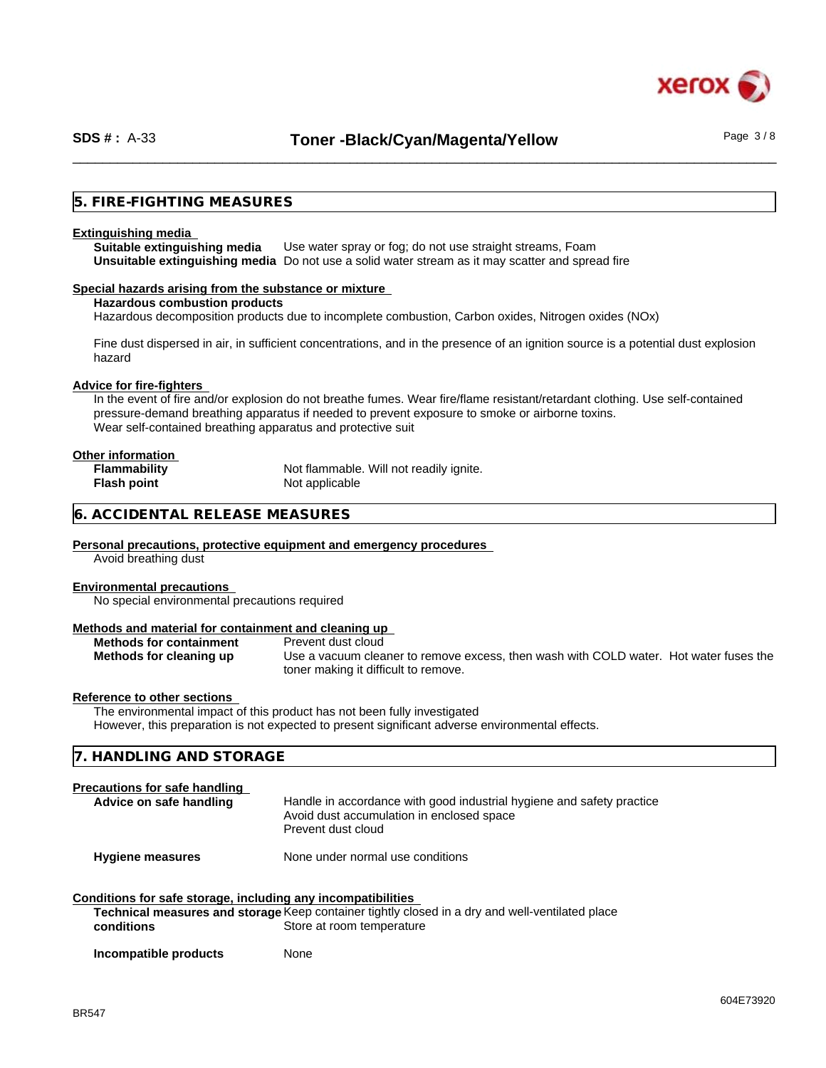## 5. FIRE-FIGHTING MEASURES

### Extinguishing media

| | |
|---|---|
| **Suitable extinguishing media** | Use water spray or fog; do not use straight streams, Foam |
| **Unsuitable extinguishing media** | Do not use a solid water stream as it may scatter and spread fire |

### Special hazards arising from the substance or mixture

**Hazardous combustion products**

Hazardous decomposition products due to incomplete combustion, Carbon oxides, Nitrogen oxides (NOx)

Fine dust dispersed in air, in sufficient concentrations, and in the presence of an ignition source is a potential dust explosion hazard

### Advice for fire-fighters

In the event of fire and/or explosion do not breathe fumes. Wear fire/flame resistant/retardant clothing. Use self-contained pressure-demand breathing apparatus if needed to prevent exposure to smoke or airborne toxins.
Wear self-contained breathing apparatus and protective suit

### Other information

| | |
|---|---|
| **Flammability** | Not flammable. Will not readily ignite. |
| **Flash point** | Not applicable |

## 6. ACCIDENTAL RELEASE MEASURES

### Personal precautions, protective equipment and emergency procedures

Avoid breathing dust

### Environmental precautions

No special environmental precautions required

### Methods and material for containment and cleaning up

| | |
|---|---|
| **Methods for containment** | Prevent dust cloud |
| **Methods for cleaning up** | Use a vacuum cleaner to remove excess, then wash with COLD water. Hot water fuses the toner making it difficult to remove. |

### Reference to other sections

The environmental impact of this product has not been fully investigated
However, this preparation is not expected to present significant adverse environmental effects.

## 7. HANDLING AND STORAGE

### Precautions for safe handling

| | |
|---|---|
| **Advice on safe handling** | Handle in accordance with good industrial hygiene and safety practice<br>Avoid dust accumulation in enclosed space<br>Prevent dust cloud |
| **Hygiene measures** | None under normal use conditions |

### Conditions for safe storage, including any incompatibilities

| | |
|---|---|
| **Technical measures and storage conditions** | Keep container tightly closed in a dry and well-ventilated place<br>Store at room temperature |
| **Incompatible products** | None |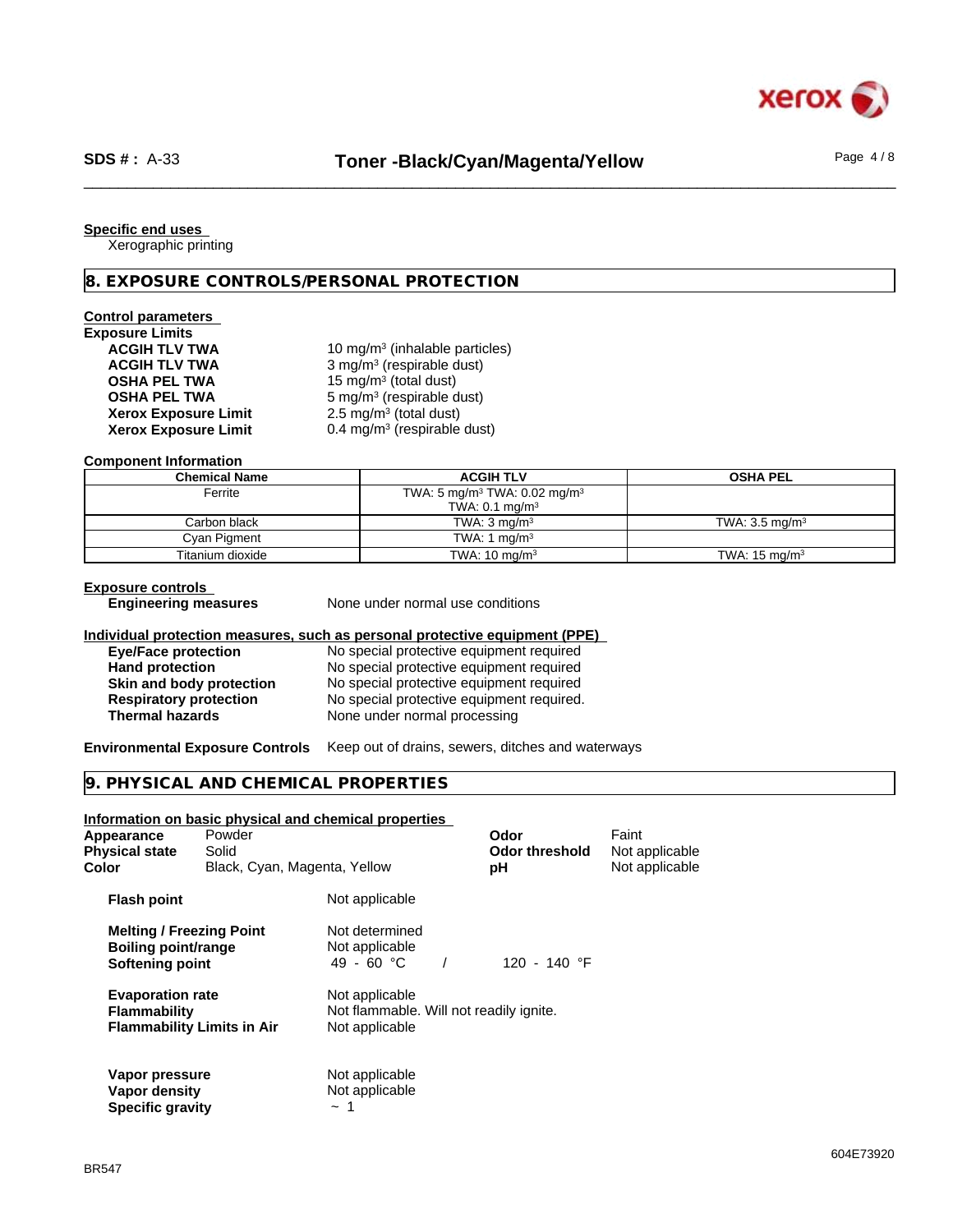**Specific end uses**

Xerographic printing

## 8. EXPOSURE CONTROLS/PERSONAL PROTECTION

**Control parameters**

**Exposure Limits**

| | |
|---|---|
| **ACGIH TLV TWA** | 10 mg/m³ (inhalable particles) |
| **ACGIH TLV TWA** | 3 mg/m³ (respirable dust) |
| **OSHA PEL TWA** | 15 mg/m³ (total dust) |
| **OSHA PEL TWA** | 5 mg/m³ (respirable dust) |
| **Xerox Exposure Limit** | 2.5 mg/m³ (total dust) |
| **Xerox Exposure Limit** | 0.4 mg/m³ (respirable dust) |

**Component Information**

| Chemical Name | ACGIH TLV | OSHA PEL |
|---|---|---|
| Ferrite | TWA: 5 mg/m³ TWA: 0.02 mg/m³ TWA: 0.1 mg/m³ | |
| Carbon black | TWA: 3 mg/m³ | TWA: 3.5 mg/m³ |
| Cyan Pigment | TWA: 1 mg/m³ | |
| Titanium dioxide | TWA: 10 mg/m³ | TWA: 15 mg/m³ |

**Exposure controls**

**Engineering measures** None under normal use conditions

**Individual protection measures, such as personal protective equipment (PPE)**

| | |
|---|---|
| **Eye/Face protection** | No special protective equipment required |
| **Hand protection** | No special protective equipment required |
| **Skin and body protection** | No special protective equipment required |
| **Respiratory protection** | No special protective equipment required. |
| **Thermal hazards** | None under normal processing |

**Environmental Exposure Controls** Keep out of drains, sewers, ditches and waterways

## 9. PHYSICAL AND CHEMICAL PROPERTIES

**Information on basic physical and chemical properties**

| | | | |
|---|---|---|---|
| **Appearance** | Powder | **Odor** | Faint |
| **Physical state** | Solid | **Odor threshold** | Not applicable |
| **Color** | Black, Cyan, Magenta, Yellow | **pH** | Not applicable |

| | |
|---|---|
| **Flash point** | Not applicable |
| **Melting / Freezing Point** | Not determined |
| **Boiling point/range** | Not applicable |
| **Softening point** | 49 - 60 °C / 120 - 140 °F |
| **Evaporation rate** | Not applicable |
| **Flammability** | Not flammable. Will not readily ignite. |
| **Flammability Limits in Air** | Not applicable |
| **Vapor pressure** | Not applicable |
| **Vapor density** | Not applicable |
| **Specific gravity** | ~ 1 |

BR547

604E73920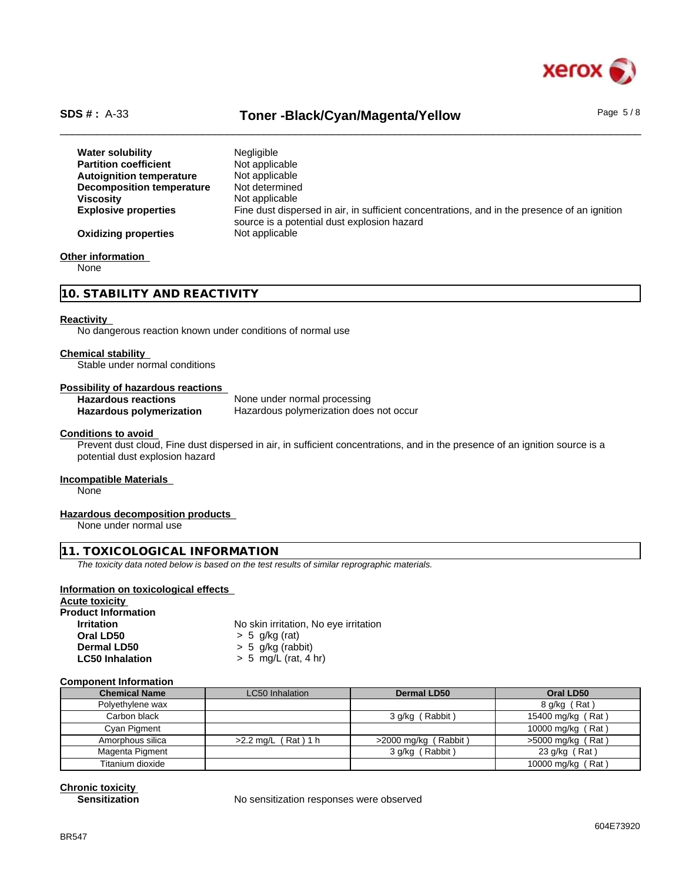| | |
|---|---|
| **Water solubility** | Negligible |
| **Partition coefficient** | Not applicable |
| **Autoignition temperature** | Not applicable |
| **Decomposition temperature** | Not determined |
| **Viscosity** | Not applicable |
| **Explosive properties** | Fine dust dispersed in air, in sufficient concentrations, and in the presence of an ignition source is a potential dust explosion hazard |
| **Oxidizing properties** | Not applicable |

**Other information**

None

## 10. STABILITY AND REACTIVITY

**Reactivity**

No dangerous reaction known under conditions of normal use

**Chemical stability**

Stable under normal conditions

**Possibility of hazardous reactions**

| | |
|---|---|
| **Hazardous reactions** | None under normal processing |
| **Hazardous polymerization** | Hazardous polymerization does not occur |

**Conditions to avoid**

Prevent dust cloud, Fine dust dispersed in air, in sufficient concentrations, and in the presence of an ignition source is a potential dust explosion hazard

**Incompatible Materials**

None

**Hazardous decomposition products**

None under normal use

## 11. TOXICOLOGICAL INFORMATION

*The toxicity data noted below is based on the test results of similar reprographic materials.*

**Information on toxicological effects**

**Acute toxicity**

**Product Information**

| | |
|---|---|
| **Irritation** | No skin irritation, No eye irritation |
| **Oral LD50** | > 5 g/kg (rat) |
| **Dermal LD50** | > 5 g/kg (rabbit) |
| **LC50 Inhalation** | > 5 mg/L (rat, 4 hr) |

**Component Information**

| Chemical Name | LC50 Inhalation | Dermal LD50 | Oral LD50 |
|---|---|---|---|
| Polyethylene wax | | | 8 g/kg ( Rat ) |
| Carbon black | | 3 g/kg ( Rabbit ) | 15400 mg/kg ( Rat ) |
| Cyan Pigment | | | 10000 mg/kg ( Rat ) |
| Amorphous silica | >2.2 mg/L ( Rat ) 1 h | >2000 mg/kg ( Rabbit ) | >5000 mg/kg ( Rat ) |
| Magenta Pigment | | 3 g/kg ( Rabbit ) | 23 g/kg ( Rat ) |
| Titanium dioxide | | | 10000 mg/kg ( Rat ) |

**Chronic toxicity**

| | |
|---|---|
| **Sensitization** | No sensitization responses were observed |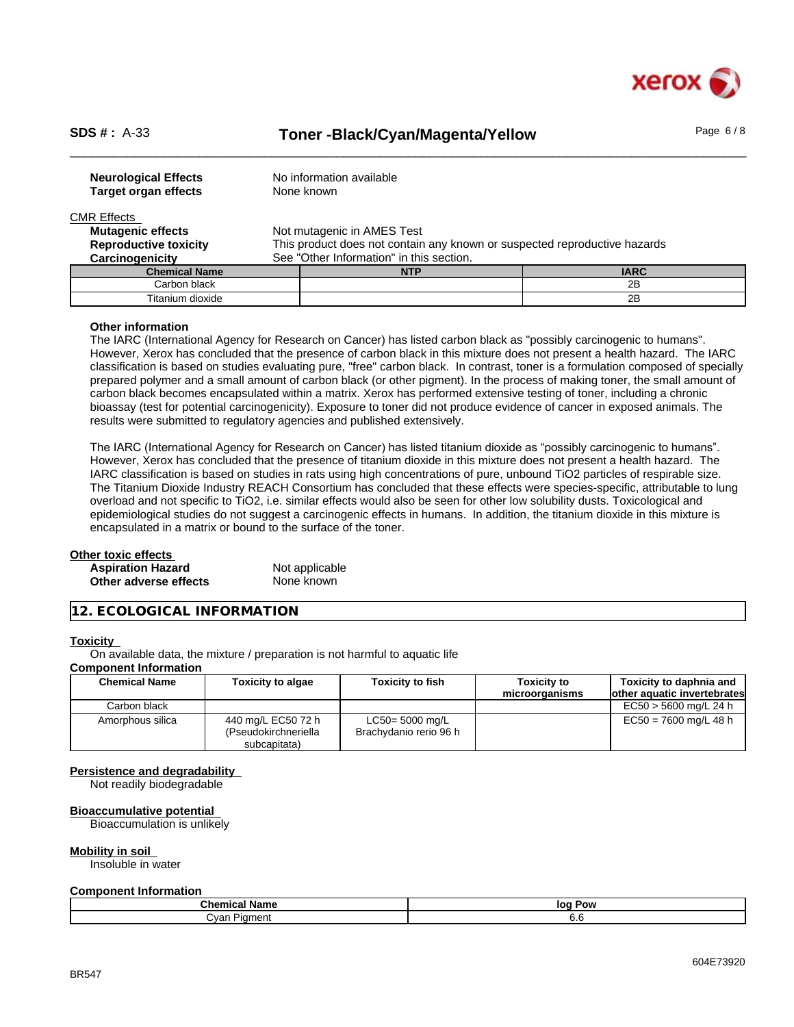**Neurological Effects** No information available
**Target organ effects** None known

CMR Effects

**Mutagenic effects** Not mutagenic in AMES Test
**Reproductive toxicity** This product does not contain any known or suspected reproductive hazards
**Carcinogenicity** See "Other Information" in this section.

| Chemical Name | NTP | IARC |
|---|---|---|
| Carbon black | | 2B |
| Titanium dioxide | | 2B |

**Other information**

The IARC (International Agency for Research on Cancer) has listed carbon black as "possibly carcinogenic to humans". However, Xerox has concluded that the presence of carbon black in this mixture does not present a health hazard. The IARC classification is based on studies evaluating pure, "free" carbon black. In contrast, toner is a formulation composed of specially prepared polymer and a small amount of carbon black (or other pigment). In the process of making toner, the small amount of carbon black becomes encapsulated within a matrix. Xerox has performed extensive testing of toner, including a chronic bioassay (test for potential carcinogenicity). Exposure to toner did not produce evidence of cancer in exposed animals. The results were submitted to regulatory agencies and published extensively.

The IARC (International Agency for Research on Cancer) has listed titanium dioxide as "possibly carcinogenic to humans". However, Xerox has concluded that the presence of titanium dioxide in this mixture does not present a health hazard. The IARC classification is based on studies in rats using high concentrations of pure, unbound $TiO_2$ particles of respirable size. The Titanium Dioxide Industry REACH Consortium has concluded that these effects were species-specific, attributable to lung overload and not specific to $TiO_2$, i.e. similar effects would also be seen for other low solubility dusts. Toxicological and epidemiological studies do not suggest a carcinogenic effects in humans. In addition, the titanium dioxide in this mixture is encapsulated in a matrix or bound to the surface of the toner.

**Other toxic effects**

**Aspiration Hazard** Not applicable
**Other adverse effects** None known

## 12. ECOLOGICAL INFORMATION

**Toxicity**

On available data, the mixture / preparation is not harmful to aquatic life

**Component Information**

| Chemical Name | Toxicity to algae | Toxicity to fish | Toxicity to microorganisms | Toxicity to daphnia and other aquatic invertebrates |
|---|---|---|---|---|
| Carbon black | | | | EC50 > 5600 mg/L 24 h |
| Amorphous silica | 440 mg/L EC50 72 h (Pseudokirchneriella subcapitata) | LC50= 5000 mg/L Brachydanio rerio 96 h | | EC50 = 7600 mg/L 48 h |

**Persistence and degradability**

Not readily biodegradable

**Bioaccumulative potential**

Bioaccumulation is unlikely

**Mobility in soil**

Insoluble in water

**Component Information**

| Chemical Name | log Pow |
|---|---|
| Cyan Pigment | 6.6 |

BR547

604E73920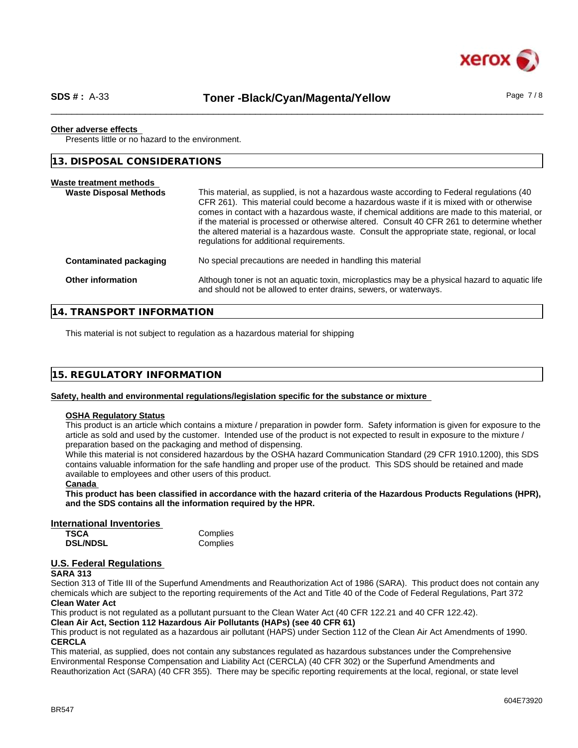**Other adverse effects**

Presents little or no hazard to the environment.

## 13. DISPOSAL CONSIDERATIONS

**Waste treatment methods**

| | |
|---|---|
| **Waste Disposal Methods** | This material, as supplied, is not a hazardous waste according to Federal regulations (40 CFR 261). This material could become a hazardous waste if it is mixed with or otherwise comes in contact with a hazardous waste, if chemical additions are made to this material, or if the material is processed or otherwise altered. Consult 40 CFR 261 to determine whether the altered material is a hazardous waste. Consult the appropriate state, regional, or local regulations for additional requirements. |
| **Contaminated packaging** | No special precautions are needed in handling this material |
| **Other information** | Although toner is not an aquatic toxin, microplastics may be a physical hazard to aquatic life and should not be allowed to enter drains, sewers, or waterways. |

## 14. TRANSPORT INFORMATION

This material is not subject to regulation as a hazardous material for shipping

## 15. REGULATORY INFORMATION

**Safety, health and environmental regulations/legislation specific for the substance or mixture**

**OSHA Regulatory Status**

This product is an article which contains a mixture / preparation in powder form. Safety information is given for exposure to the article as sold and used by the customer. Intended use of the product is not expected to result in exposure to the mixture / preparation based on the packaging and method of dispensing.

While this material is not considered hazardous by the OSHA hazard Communication Standard (29 CFR 1910.1200), this SDS contains valuable information for the safe handling and proper use of the product. This SDS should be retained and made available to employees and other users of this product.

**Canada**

**This product has been classified in accordance with the hazard criteria of the Hazardous Products Regulations (HPR), and the SDS contains all the information required by the HPR.**

**International Inventories**

| | |
|---|---|
| **TSCA** | Complies |
| **DSL/NDSL** | Complies |

**U.S. Federal Regulations**

**SARA 313**

Section 313 of Title III of the Superfund Amendments and Reauthorization Act of 1986 (SARA). This product does not contain any chemicals which are subject to the reporting requirements of the Act and Title 40 of the Code of Federal Regulations, Part 372

**Clean Water Act**

This product is not regulated as a pollutant pursuant to the Clean Water Act (40 CFR 122.21 and 40 CFR 122.42).

**Clean Air Act, Section 112 Hazardous Air Pollutants (HAPs) (see 40 CFR 61)**

This product is not regulated as a hazardous air pollutant (HAPS) under Section 112 of the Clean Air Act Amendments of 1990.

**CERCLA**

This material, as supplied, does not contain any substances regulated as hazardous substances under the Comprehensive Environmental Response Compensation and Liability Act (CERCLA) (40 CFR 302) or the Superfund Amendments and Reauthorization Act (SARA) (40 CFR 355). There may be specific reporting requirements at the local, regional, or state level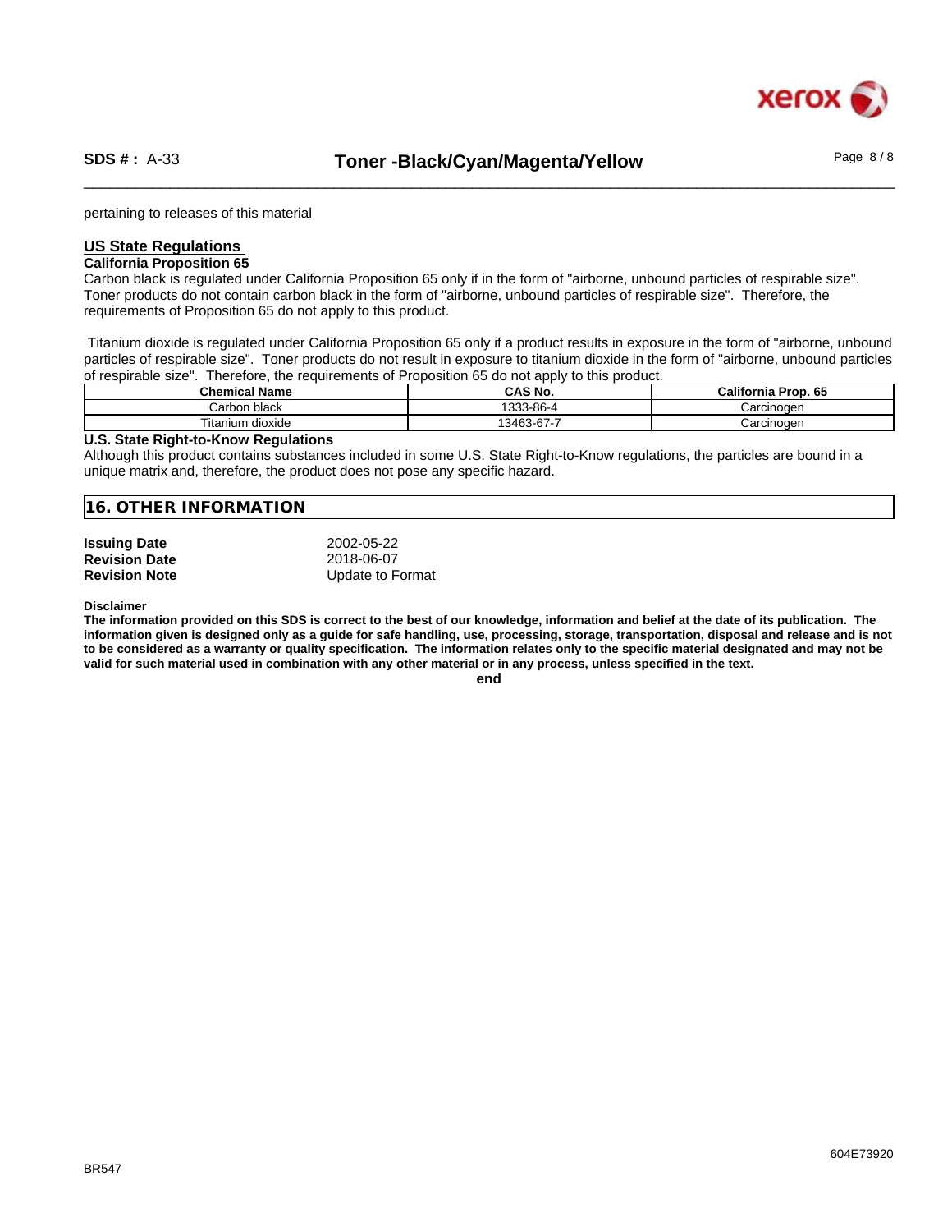pertaining to releases of this material

## US State Regulations

**California Proposition 65**

Carbon black is regulated under California Proposition 65 only if in the form of "airborne, unbound particles of respirable size". Toner products do not contain carbon black in the form of "airborne, unbound particles of respirable size". Therefore, the requirements of Proposition 65 do not apply to this product.

Titanium dioxide is regulated under California Proposition 65 only if a product results in exposure in the form of "airborne, unbound particles of respirable size". Toner products do not result in exposure to titanium dioxide in the form of "airborne, unbound particles of respirable size". Therefore, the requirements of Proposition 65 do not apply to this product.

| Chemical Name | CAS No. | California Prop. 65 |
|---|---|---|
| Carbon black | 1333-86-4 | Carcinogen |
| Titanium dioxide | 13463-67-7 | Carcinogen |

**U.S. State Right-to-Know Regulations**

Although this product contains substances included in some U.S. State Right-to-Know regulations, the particles are bound in a unique matrix and, therefore, the product does not pose any specific hazard.

## 16. OTHER INFORMATION

**Issuing Date** 2002-05-22
**Revision Date** 2018-06-07
**Revision Note** Update to Format

**Disclaimer**

**The information provided on this SDS is correct to the best of our knowledge, information and belief at the date of its publication. The information given is designed only as a guide for safe handling, use, processing, storage, transportation, disposal and release and is not to be considered as a warranty or quality specification. The information relates only to the specific material designated and may not be valid for such material used in combination with any other material or in any process, unless specified in the text.**

**end**

BR547

604E73920